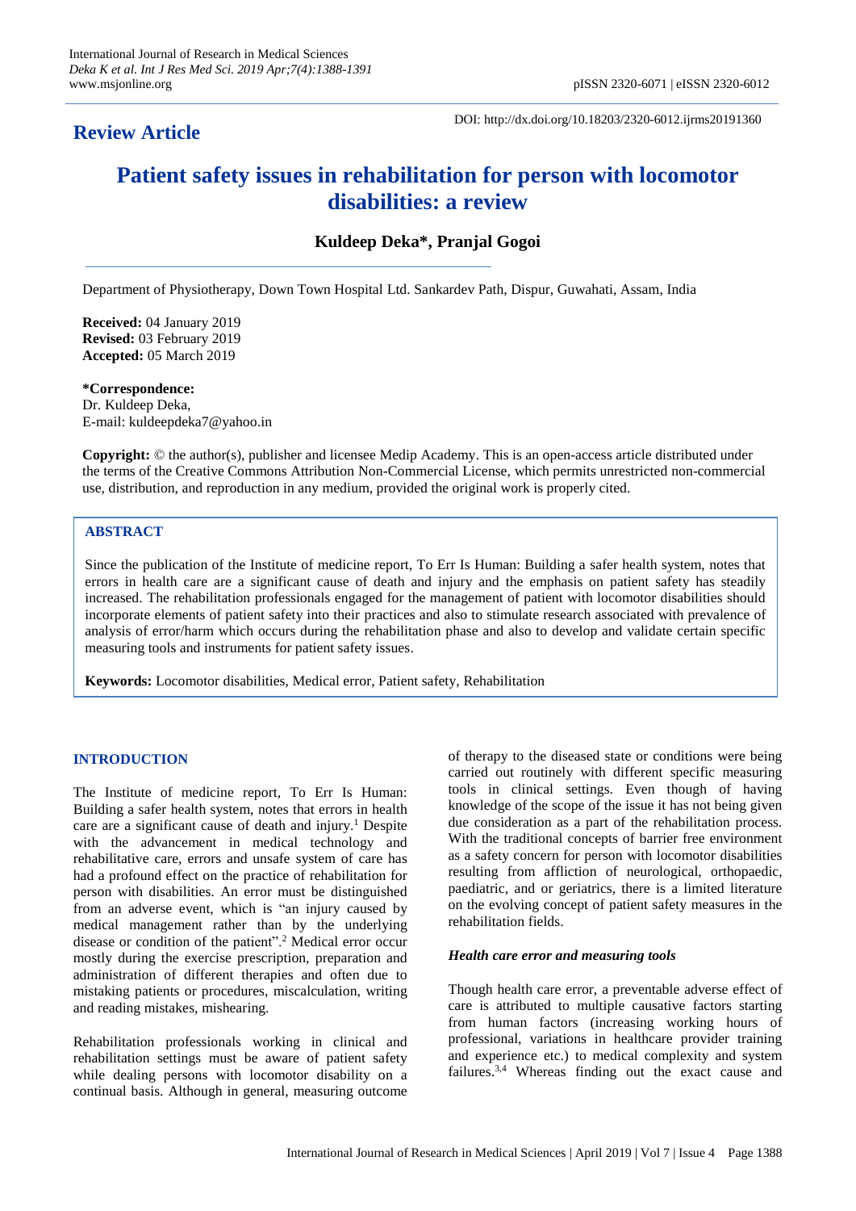## Review Article

DOI: http://dx.doi.org/10.18203/2320-6012.ijrms20191360

# Patient safety issues in rehabilitation for person with locomotor disabilities: a review

**Kuldeep Deka\*, Pranjal Gogoi**

Department of Physiotherapy, Down Town Hospital Ltd. Sankardev Path, Dispur, Guwahati, Assam, India

**Received:** 04 January 2019
**Revised:** 03 February 2019
**Accepted:** 05 March 2019

**\*Correspondence:**
Dr. Kuldeep Deka,
E-mail: kuldeepdeka7@yahoo.in

**Copyright:** © the author(s), publisher and licensee Medip Academy. This is an open-access article distributed under the terms of the Creative Commons Attribution Non-Commercial License, which permits unrestricted non-commercial use, distribution, and reproduction in any medium, provided the original work is properly cited.

## ABSTRACT

Since the publication of the Institute of medicine report, To Err Is Human: Building a safer health system, notes that errors in health care are a significant cause of death and injury and the emphasis on patient safety has steadily increased. The rehabilitation professionals engaged for the management of patient with locomotor disabilities should incorporate elements of patient safety into their practices and also to stimulate research associated with prevalence of analysis of error/harm which occurs during the rehabilitation phase and also to develop and validate certain specific measuring tools and instruments for patient safety issues.

**Keywords:** Locomotor disabilities, Medical error, Patient safety, Rehabilitation

## INTRODUCTION

The Institute of medicine report, To Err Is Human: Building a safer health system, notes that errors in health care are a significant cause of death and injury.[1] Despite with the advancement in medical technology and rehabilitative care, errors and unsafe system of care has had a profound effect on the practice of rehabilitation for person with disabilities. An error must be distinguished from an adverse event, which is "an injury caused by medical management rather than by the underlying disease or condition of the patient".[2] Medical error occur mostly during the exercise prescription, preparation and administration of different therapies and often due to mistaking patients or procedures, miscalculation, writing and reading mistakes, mishearing.

Rehabilitation professionals working in clinical and rehabilitation settings must be aware of patient safety while dealing persons with locomotor disability on a continual basis. Although in general, measuring outcome of therapy to the diseased state or conditions were being carried out routinely with different specific measuring tools in clinical settings. Even though of having knowledge of the scope of the issue it has not being given due consideration as a part of the rehabilitation process. With the traditional concepts of barrier free environment as a safety concern for person with locomotor disabilities resulting from affliction of neurological, orthopaedic, paediatric, and or geriatrics, there is a limited literature on the evolving concept of patient safety measures in the rehabilitation fields.

### *Health care error and measuring tools*

Though health care error, a preventable adverse effect of care is attributed to multiple causative factors starting from human factors (increasing working hours of professional, variations in healthcare provider training and experience etc.) to medical complexity and system failures.[3,4] Whereas finding out the exact cause and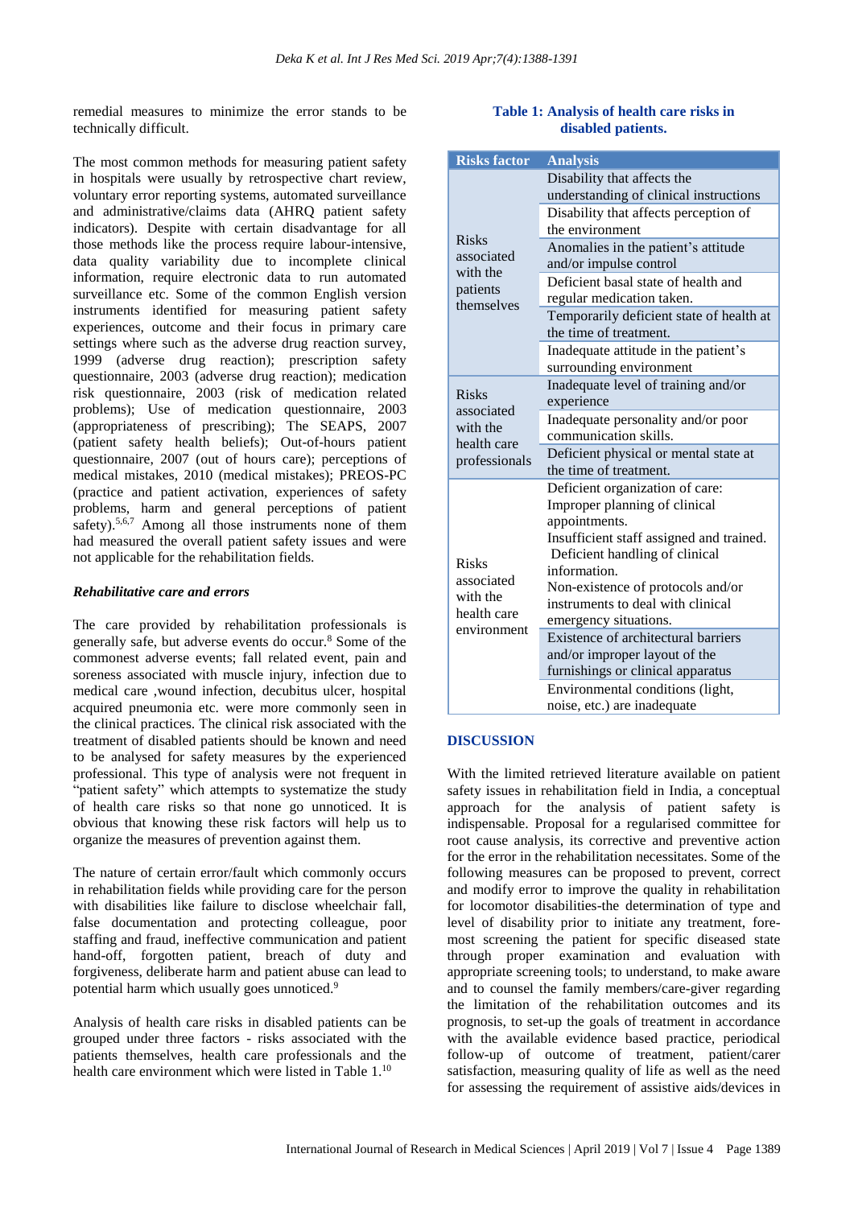remedial measures to minimize the error stands to be technically difficult.

The most common methods for measuring patient safety in hospitals were usually by retrospective chart review, voluntary error reporting systems, automated surveillance and administrative/claims data (AHRQ patient safety indicators). Despite with certain disadvantage for all those methods like the process require labour-intensive, data quality variability due to incomplete clinical information, require electronic data to run automated surveillance etc. Some of the common English version instruments identified for measuring patient safety experiences, outcome and their focus in primary care settings where such as the adverse drug reaction survey, 1999 (adverse drug reaction); prescription safety questionnaire, 2003 (adverse drug reaction); medication risk questionnaire, 2003 (risk of medication related problems); Use of medication questionnaire, 2003 (appropriateness of prescribing); The SEAPS, 2007 (patient safety health beliefs); Out-of-hours patient questionnaire, 2007 (out of hours care); perceptions of medical mistakes, 2010 (medical mistakes); PREOS-PC (practice and patient activation, experiences of safety problems, harm and general perceptions of patient safety).[5,6,7] Among all those instruments none of them had measured the overall patient safety issues and were not applicable for the rehabilitation fields.

### *Rehabilitative care and errors*

The care provided by rehabilitation professionals is generally safe, but adverse events do occur.[8] Some of the commonest adverse events; fall related event, pain and soreness associated with muscle injury, infection due to medical care ,wound infection, decubitus ulcer, hospital acquired pneumonia etc. were more commonly seen in the clinical practices. The clinical risk associated with the treatment of disabled patients should be known and need to be analysed for safety measures by the experienced professional. This type of analysis were not frequent in "patient safety" which attempts to systematize the study of health care risks so that none go unnoticed. It is obvious that knowing these risk factors will help us to organize the measures of prevention against them.

The nature of certain error/fault which commonly occurs in rehabilitation fields while providing care for the person with disabilities like failure to disclose wheelchair fall, false documentation and protecting colleague, poor staffing and fraud, ineffective communication and patient hand-off, forgotten patient, breach of duty and forgiveness, deliberate harm and patient abuse can lead to potential harm which usually goes unnoticed.[9]

Analysis of health care risks in disabled patients can be grouped under three factors - risks associated with the patients themselves, health care professionals and the health care environment which were listed in Table 1.[10]

**Table 1: Analysis of health care risks in disabled patients.**

| Risks factor | Analysis |
|---|---|
| Risks associated with the patients themselves | Disability that affects the understanding of clinical instructions |
| | Disability that affects perception of the environment |
| | Anomalies in the patient's attitude and/or impulse control |
| | Deficient basal state of health and regular medication taken. |
| | Temporarily deficient state of health at the time of treatment. |
| | Inadequate attitude in the patient's surrounding environment |
| Risks associated with the health care professionals | Inadequate level of training and/or experience |
| | Inadequate personality and/or poor communication skills. |
| | Deficient physical or mental state at the time of treatment. |
| Risks associated with the health care environment | Deficient organization of care: Improper planning of clinical appointments. Insufficient staff assigned and trained. Deficient handling of clinical information. Non-existence of protocols and/or instruments to deal with clinical emergency situations. |
| | Existence of architectural barriers and/or improper layout of the furnishings or clinical apparatus |
| | Environmental conditions (light, noise, etc.) are inadequate |

## DISCUSSION

With the limited retrieved literature available on patient safety issues in rehabilitation field in India, a conceptual approach for the analysis of patient safety is indispensable. Proposal for a regularised committee for root cause analysis, its corrective and preventive action for the error in the rehabilitation necessitates. Some of the following measures can be proposed to prevent, correct and modify error to improve the quality in rehabilitation for locomotor disabilities-the determination of type and level of disability prior to initiate any treatment, fore-most screening the patient for specific diseased state through proper examination and evaluation with appropriate screening tools; to understand, to make aware and to counsel the family members/care-giver regarding the limitation of the rehabilitation outcomes and its prognosis, to set-up the goals of treatment in accordance with the available evidence based practice, periodical follow-up of outcome of treatment, patient/carer satisfaction, measuring quality of life as well as the need for assessing the requirement of assistive aids/devices in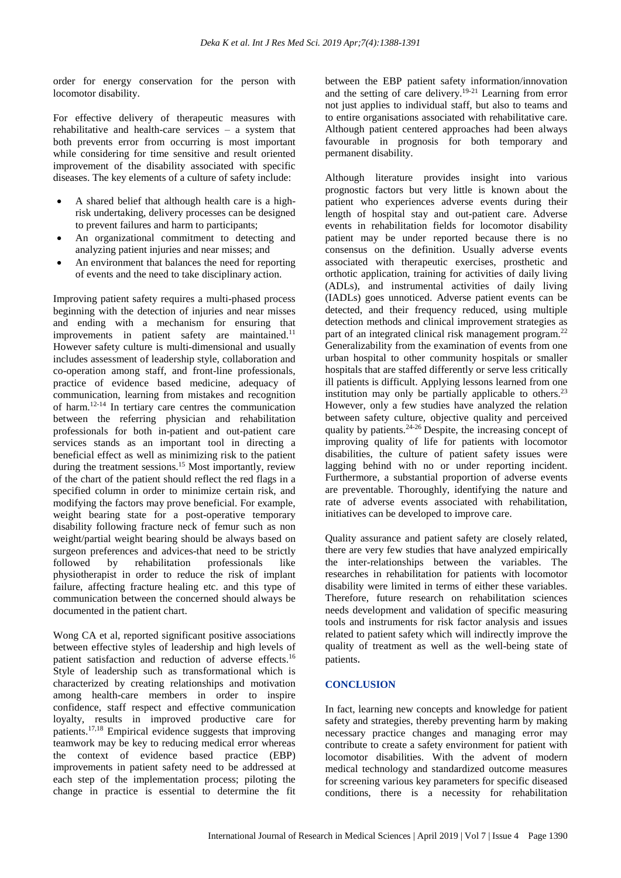order for energy conservation for the person with locomotor disability.

For effective delivery of therapeutic measures with rehabilitative and health-care services – a system that both prevents error from occurring is most important while considering for time sensitive and result oriented improvement of the disability associated with specific diseases. The key elements of a culture of safety include:

- A shared belief that although health care is a high-risk undertaking, delivery processes can be designed to prevent failures and harm to participants;
- An organizational commitment to detecting and analyzing patient injuries and near misses; and
- An environment that balances the need for reporting of events and the need to take disciplinary action.

Improving patient safety requires a multi-phased process beginning with the detection of injuries and near misses and ending with a mechanism for ensuring that improvements in patient safety are maintained.[11] However safety culture is multi-dimensional and usually includes assessment of leadership style, collaboration and co-operation among staff, and front-line professionals, practice of evidence based medicine, adequacy of communication, learning from mistakes and recognition of harm.[12-14] In tertiary care centres the communication between the referring physician and rehabilitation professionals for both in-patient and out-patient care services stands as an important tool in directing a beneficial effect as well as minimizing risk to the patient during the treatment sessions.[15] Most importantly, review of the chart of the patient should reflect the red flags in a specified column in order to minimize certain risk, and modifying the factors may prove beneficial. For example, weight bearing state for a post-operative temporary disability following fracture neck of femur such as non weight/partial weight bearing should be always based on surgeon preferences and advices-that need to be strictly followed by rehabilitation professionals like physiotherapist in order to reduce the risk of implant failure, affecting fracture healing etc. and this type of communication between the concerned should always be documented in the patient chart.

Wong CA et al, reported significant positive associations between effective styles of leadership and high levels of patient satisfaction and reduction of adverse effects.[16] Style of leadership such as transformational which is characterized by creating relationships and motivation among health-care members in order to inspire confidence, staff respect and effective communication loyalty, results in improved productive care for patients.[17,18] Empirical evidence suggests that improving teamwork may be key to reducing medical error whereas the context of evidence based practice (EBP) improvements in patient safety need to be addressed at each step of the implementation process; piloting the change in practice is essential to determine the fit between the EBP patient safety information/innovation and the setting of care delivery.[19-21] Learning from error not just applies to individual staff, but also to teams and to entire organisations associated with rehabilitative care. Although patient centered approaches had been always favourable in prognosis for both temporary and permanent disability.

Although literature provides insight into various prognostic factors but very little is known about the patient who experiences adverse events during their length of hospital stay and out-patient care. Adverse events in rehabilitation fields for locomotor disability patient may be under reported because there is no consensus on the definition. Usually adverse events associated with therapeutic exercises, prosthetic and orthotic application, training for activities of daily living (ADLs), and instrumental activities of daily living (IADLs) goes unnoticed. Adverse patient events can be detected, and their frequency reduced, using multiple detection methods and clinical improvement strategies as part of an integrated clinical risk management program.[22] Generalizability from the examination of events from one urban hospital to other community hospitals or smaller hospitals that are staffed differently or serve less critically ill patients is difficult. Applying lessons learned from one institution may only be partially applicable to others.[23] However, only a few studies have analyzed the relation between safety culture, objective quality and perceived quality by patients.[24-26] Despite, the increasing concept of improving quality of life for patients with locomotor disabilities, the culture of patient safety issues were lagging behind with no or under reporting incident. Furthermore, a substantial proportion of adverse events are preventable. Thoroughly, identifying the nature and rate of adverse events associated with rehabilitation, initiatives can be developed to improve care.

Quality assurance and patient safety are closely related, there are very few studies that have analyzed empirically the inter-relationships between the variables. The researches in rehabilitation for patients with locomotor disability were limited in terms of either these variables. Therefore, future research on rehabilitation sciences needs development and validation of specific measuring tools and instruments for risk factor analysis and issues related to patient safety which will indirectly improve the quality of treatment as well as the well-being state of patients.

## CONCLUSION

In fact, learning new concepts and knowledge for patient safety and strategies, thereby preventing harm by making necessary practice changes and managing error may contribute to create a safety environment for patient with locomotor disabilities. With the advent of modern medical technology and standardized outcome measures for screening various key parameters for specific diseased conditions, there is a necessity for rehabilitation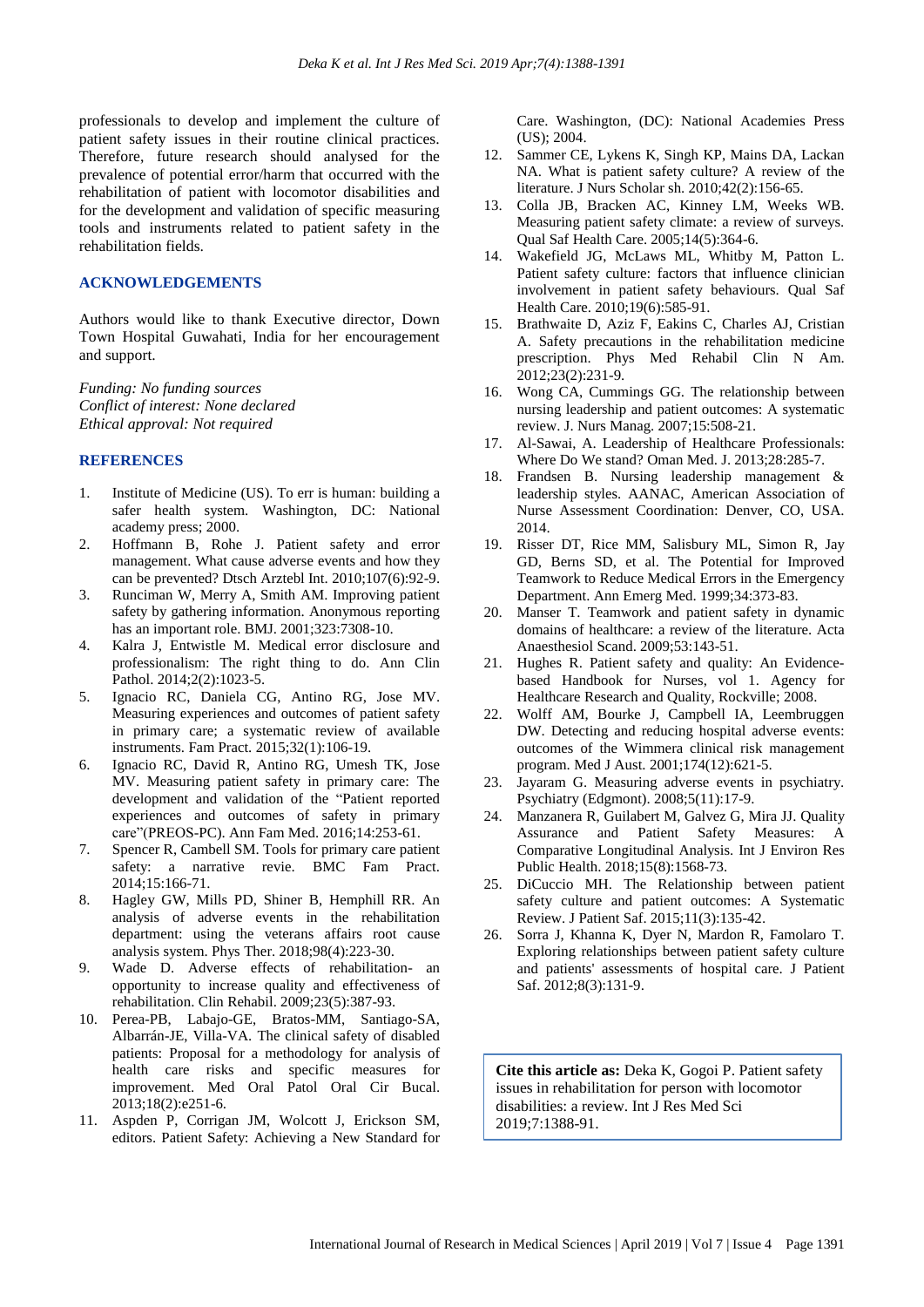professionals to develop and implement the culture of patient safety issues in their routine clinical practices. Therefore, future research should analysed for the prevalence of potential error/harm that occurred with the rehabilitation of patient with locomotor disabilities and for the development and validation of specific measuring tools and instruments related to patient safety in the rehabilitation fields.

## ACKNOWLEDGEMENTS

Authors would like to thank Executive director, Down Town Hospital Guwahati, India for her encouragement and support.

*Funding: No funding sources*
*Conflict of interest: None declared*
*Ethical approval: Not required*

## REFERENCES

1. Institute of Medicine (US). To err is human: building a safer health system. Washington, DC: National academy press; 2000.
2. Hoffmann B, Rohe J. Patient safety and error management. What cause adverse events and how they can be prevented? Dtsch Arztebl Int. 2010;107(6):92-9.
3. Runciman W, Merry A, Smith AM. Improving patient safety by gathering information. Anonymous reporting has an important role. BMJ. 2001;323:7308-10.
4. Kalra J, Entwistle M. Medical error disclosure and professionalism: The right thing to do. Ann Clin Pathol. 2014;2(2):1023-5.
5. Ignacio RC, Daniela CG, Antino RG, Jose MV. Measuring experiences and outcomes of patient safety in primary care; a systematic review of available instruments. Fam Pract. 2015;32(1):106-19.
6. Ignacio RC, David R, Antino RG, Umesh TK, Jose MV. Measuring patient safety in primary care: The development and validation of the "Patient reported experiences and outcomes of safety in primary care"(PREOS-PC). Ann Fam Med. 2016;14:253-61.
7. Spencer R, Cambell SM. Tools for primary care patient safety: a narrative revie. BMC Fam Pract. 2014;15:166-71.
8. Hagley GW, Mills PD, Shiner B, Hemphill RR. An analysis of adverse events in the rehabilitation department: using the veterans affairs root cause analysis system. Phys Ther. 2018;98(4):223-30.
9. Wade D. Adverse effects of rehabilitation- an opportunity to increase quality and effectiveness of rehabilitation. Clin Rehabil. 2009;23(5):387-93.
10. Perea-PB, Labajo-GE, Bratos-MM, Santiago-SA, Albarrán-JE, Villa-VA. The clinical safety of disabled patients: Proposal for a methodology for analysis of health care risks and specific measures for improvement. Med Oral Patol Oral Cir Bucal. 2013;18(2):e251-6.
11. Aspden P, Corrigan JM, Wolcott J, Erickson SM, editors. Patient Safety: Achieving a New Standard for Care. Washington, (DC): National Academies Press (US); 2004.
12. Sammer CE, Lykens K, Singh KP, Mains DA, Lackan NA. What is patient safety culture? A review of the literature. J Nurs Scholar sh. 2010;42(2):156-65.
13. Colla JB, Bracken AC, Kinney LM, Weeks WB. Measuring patient safety climate: a review of surveys. Qual Saf Health Care. 2005;14(5):364-6.
14. Wakefield JG, McLaws ML, Whitby M, Patton L. Patient safety culture: factors that influence clinician involvement in patient safety behaviours. Qual Saf Health Care. 2010;19(6):585-91.
15. Brathwaite D, Aziz F, Eakins C, Charles AJ, Cristian A. Safety precautions in the rehabilitation medicine prescription. Phys Med Rehabil Clin N Am. 2012;23(2):231-9.
16. Wong CA, Cummings GG. The relationship between nursing leadership and patient outcomes: A systematic review. J. Nurs Manag. 2007;15:508-21.
17. Al-Sawai, A. Leadership of Healthcare Professionals: Where Do We stand? Oman Med. J. 2013;28:285-7.
18. Frandsen B. Nursing leadership management & leadership styles. AANAC, American Association of Nurse Assessment Coordination: Denver, CO, USA. 2014.
19. Risser DT, Rice MM, Salisbury ML, Simon R, Jay GD, Berns SD, et al. The Potential for Improved Teamwork to Reduce Medical Errors in the Emergency Department. Ann Emerg Med. 1999;34:373-83.
20. Manser T. Teamwork and patient safety in dynamic domains of healthcare: a review of the literature. Acta Anaesthesiol Scand. 2009;53:143-51.
21. Hughes R. Patient safety and quality: An Evidence-based Handbook for Nurses, vol 1. Agency for Healthcare Research and Quality, Rockville; 2008.
22. Wolff AM, Bourke J, Campbell IA, Leembruggen DW. Detecting and reducing hospital adverse events: outcomes of the Wimmera clinical risk management program. Med J Aust. 2001;174(12):621-5.
23. Jayaram G. Measuring adverse events in psychiatry. Psychiatry (Edgmont). 2008;5(11):17-9.
24. Manzanera R, Guilabert M, Galvez G, Mira JJ. Quality Assurance and Patient Safety Measures: A Comparative Longitudinal Analysis. Int J Environ Res Public Health. 2018;15(8):1568-73.
25. DiCuccio MH. The Relationship between patient safety culture and patient outcomes: A Systematic Review. J Patient Saf. 2015;11(3):135-42.
26. Sorra J, Khanna K, Dyer N, Mardon R, Famolaro T. Exploring relationships between patient safety culture and patients' assessments of hospital care. J Patient Saf. 2012;8(3):131-9.

**Cite this article as:** Deka K, Gogoi P. Patient safety issues in rehabilitation for person with locomotor disabilities: a review. Int J Res Med Sci 2019;7:1388-91.